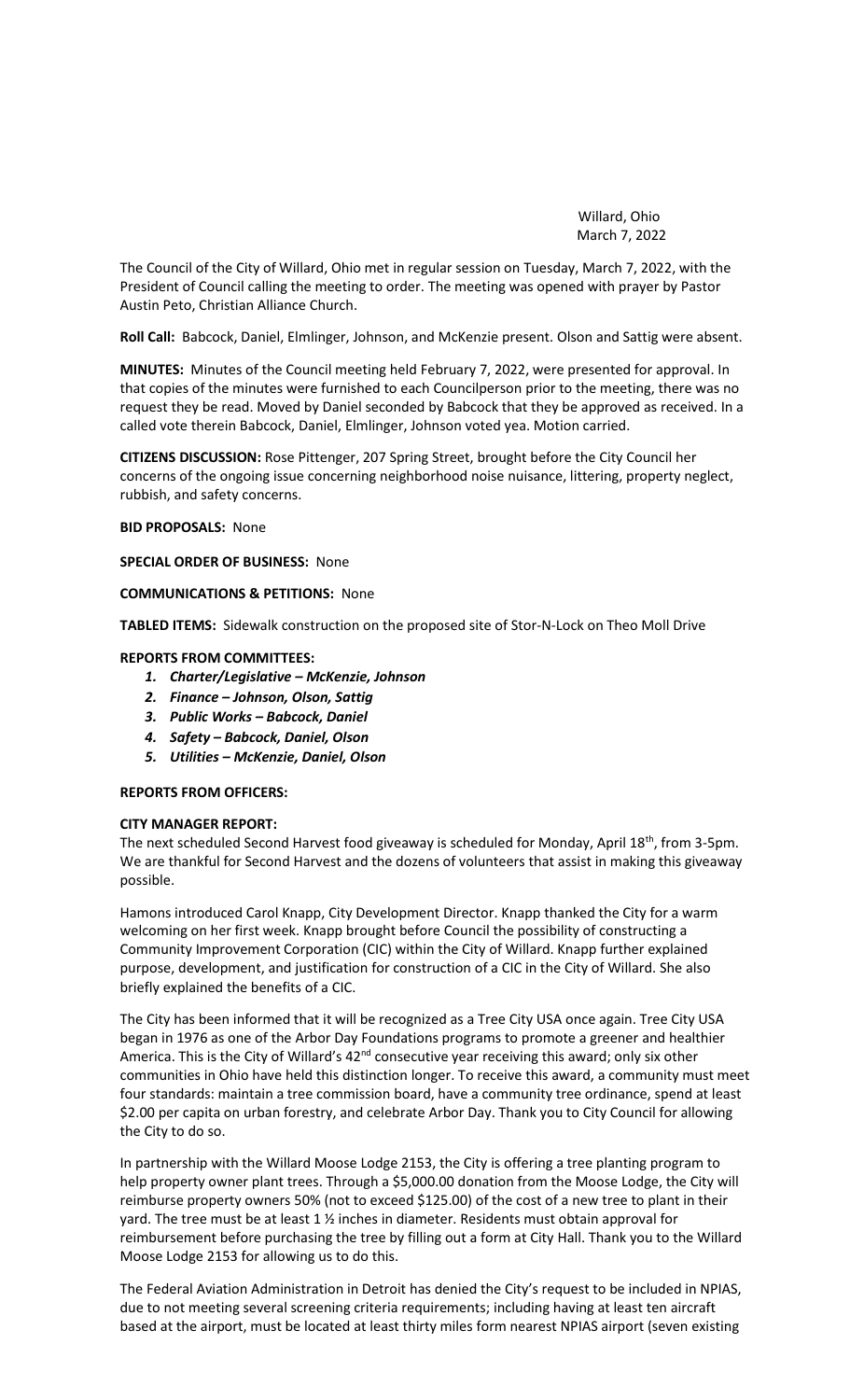Willard, Ohio
March 7, 2022

The Council of the City of Willard, Ohio met in regular session on Tuesday, March 7, 2022, with the President of Council calling the meeting to order. The meeting was opened with prayer by Pastor Austin Peto, Christian Alliance Church.

**Roll Call:** Babcock, Daniel, Elmlinger, Johnson, and McKenzie present. Olson and Sattig were absent.

**MINUTES:** Minutes of the Council meeting held February 7, 2022, were presented for approval. In that copies of the minutes were furnished to each Councilperson prior to the meeting, there was no request they be read. Moved by Daniel seconded by Babcock that they be approved as received. In a called vote therein Babcock, Daniel, Elmlinger, Johnson voted yea. Motion carried.

**CITIZENS DISCUSSION:** Rose Pittenger, 207 Spring Street, brought before the City Council her concerns of the ongoing issue concerning neighborhood noise nuisance, littering, property neglect, rubbish, and safety concerns.

**BID PROPOSALS:** None

**SPECIAL ORDER OF BUSINESS:** None

**COMMUNICATIONS & PETITIONS:** None

**TABLED ITEMS:** Sidewalk construction on the proposed site of Stor-N-Lock on Theo Moll Drive

**REPORTS FROM COMMITTEES:**

1. ***Charter/Legislative – McKenzie, Johnson***
2. ***Finance – Johnson, Olson, Sattig***
3. ***Public Works – Babcock, Daniel***
4. ***Safety – Babcock, Daniel, Olson***
5. ***Utilities – McKenzie, Daniel, Olson***

**REPORTS FROM OFFICERS:**

**CITY MANAGER REPORT:**

The next scheduled Second Harvest food giveaway is scheduled for Monday, April 18th, from 3-5pm. We are thankful for Second Harvest and the dozens of volunteers that assist in making this giveaway possible.

Hamons introduced Carol Knapp, City Development Director. Knapp thanked the City for a warm welcoming on her first week. Knapp brought before Council the possibility of constructing a Community Improvement Corporation (CIC) within the City of Willard. Knapp further explained purpose, development, and justification for construction of a CIC in the City of Willard. She also briefly explained the benefits of a CIC.

The City has been informed that it will be recognized as a Tree City USA once again. Tree City USA began in 1976 as one of the Arbor Day Foundations programs to promote a greener and healthier America. This is the City of Willard's 42nd consecutive year receiving this award; only six other communities in Ohio have held this distinction longer. To receive this award, a community must meet four standards: maintain a tree commission board, have a community tree ordinance, spend at least $2.00 per capita on urban forestry, and celebrate Arbor Day. Thank you to City Council for allowing the City to do so.

In partnership with the Willard Moose Lodge 2153, the City is offering a tree planting program to help property owner plant trees. Through a $5,000.00 donation from the Moose Lodge, the City will reimburse property owners 50% (not to exceed $125.00) of the cost of a new tree to plant in their yard. The tree must be at least 1 ½ inches in diameter. Residents must obtain approval for reimbursement before purchasing the tree by filling out a form at City Hall. Thank you to the Willard Moose Lodge 2153 for allowing us to do this.

The Federal Aviation Administration in Detroit has denied the City's request to be included in NPIAS, due to not meeting several screening criteria requirements; including having at least ten aircraft based at the airport, must be located at least thirty miles form nearest NPIAS airport (seven existing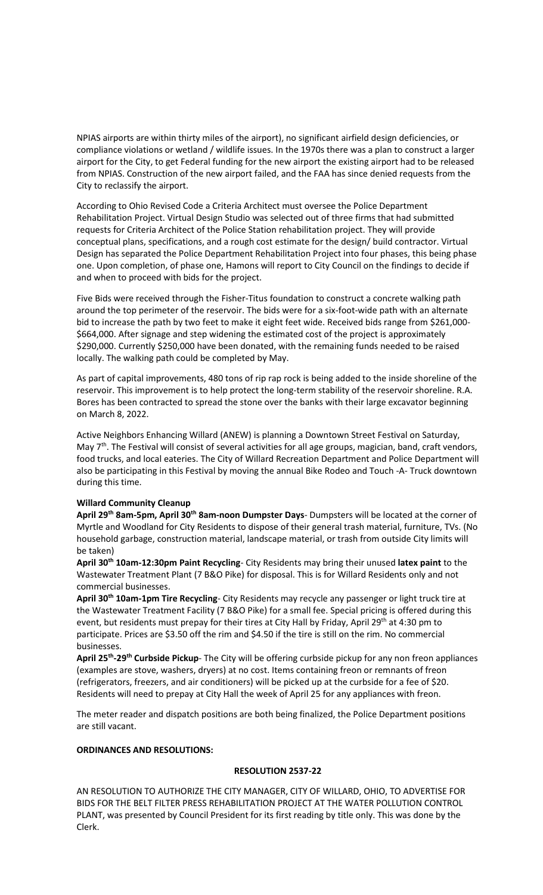NPIAS airports are within thirty miles of the airport), no significant airfield design deficiencies, or compliance violations or wetland / wildlife issues. In the 1970s there was a plan to construct a larger airport for the City, to get Federal funding for the new airport the existing airport had to be released from NPIAS. Construction of the new airport failed, and the FAA has since denied requests from the City to reclassify the airport.

According to Ohio Revised Code a Criteria Architect must oversee the Police Department Rehabilitation Project. Virtual Design Studio was selected out of three firms that had submitted requests for Criteria Architect of the Police Station rehabilitation project. They will provide conceptual plans, specifications, and a rough cost estimate for the design/ build contractor. Virtual Design has separated the Police Department Rehabilitation Project into four phases, this being phase one. Upon completion, of phase one, Hamons will report to City Council on the findings to decide if and when to proceed with bids for the project.

Five Bids were received through the Fisher-Titus foundation to construct a concrete walking path around the top perimeter of the reservoir. The bids were for a six-foot-wide path with an alternate bid to increase the path by two feet to make it eight feet wide. Received bids range from $261,000-$664,000. After signage and step widening the estimated cost of the project is approximately $290,000. Currently $250,000 have been donated, with the remaining funds needed to be raised locally. The walking path could be completed by May.

As part of capital improvements, 480 tons of rip rap rock is being added to the inside shoreline of the reservoir. This improvement is to help protect the long-term stability of the reservoir shoreline. R.A. Bores has been contracted to spread the stone over the banks with their large excavator beginning on March 8, 2022.

Active Neighbors Enhancing Willard (ANEW) is planning a Downtown Street Festival on Saturday, May 7th. The Festival will consist of several activities for all age groups, magician, band, craft vendors, food trucks, and local eateries. The City of Willard Recreation Department and Police Department will also be participating in this Festival by moving the annual Bike Rodeo and Touch -A- Truck downtown during this time.

**Willard Community Cleanup**

**April 29th 8am-5pm, April 30th 8am-noon Dumpster Days**- Dumpsters will be located at the corner of Myrtle and Woodland for City Residents to dispose of their general trash material, furniture, TVs. (No household garbage, construction material, landscape material, or trash from outside City limits will be taken)

**April 30th 10am-12:30pm Paint Recycling**- City Residents may bring their unused **latex paint** to the Wastewater Treatment Plant (7 B&O Pike) for disposal. This is for Willard Residents only and not commercial businesses.

**April 30th 10am-1pm Tire Recycling**- City Residents may recycle any passenger or light truck tire at the Wastewater Treatment Facility (7 B&O Pike) for a small fee. Special pricing is offered during this event, but residents must prepay for their tires at City Hall by Friday, April 29th at 4:30 pm to participate. Prices are $3.50 off the rim and $4.50 if the tire is still on the rim. No commercial businesses.

**April 25th-29th Curbside Pickup**- The City will be offering curbside pickup for any non freon appliances (examples are stove, washers, dryers) at no cost. Items containing freon or remnants of freon (refrigerators, freezers, and air conditioners) will be picked up at the curbside for a fee of $20. Residents will need to prepay at City Hall the week of April 25 for any appliances with freon.

The meter reader and dispatch positions are both being finalized, the Police Department positions are still vacant.

**ORDINANCES AND RESOLUTIONS:**

**RESOLUTION 2537-22**

AN RESOLUTION TO AUTHORIZE THE CITY MANAGER, CITY OF WILLARD, OHIO, TO ADVERTISE FOR BIDS FOR THE BELT FILTER PRESS REHABILITATION PROJECT AT THE WATER POLLUTION CONTROL PLANT, was presented by Council President for its first reading by title only. This was done by the Clerk.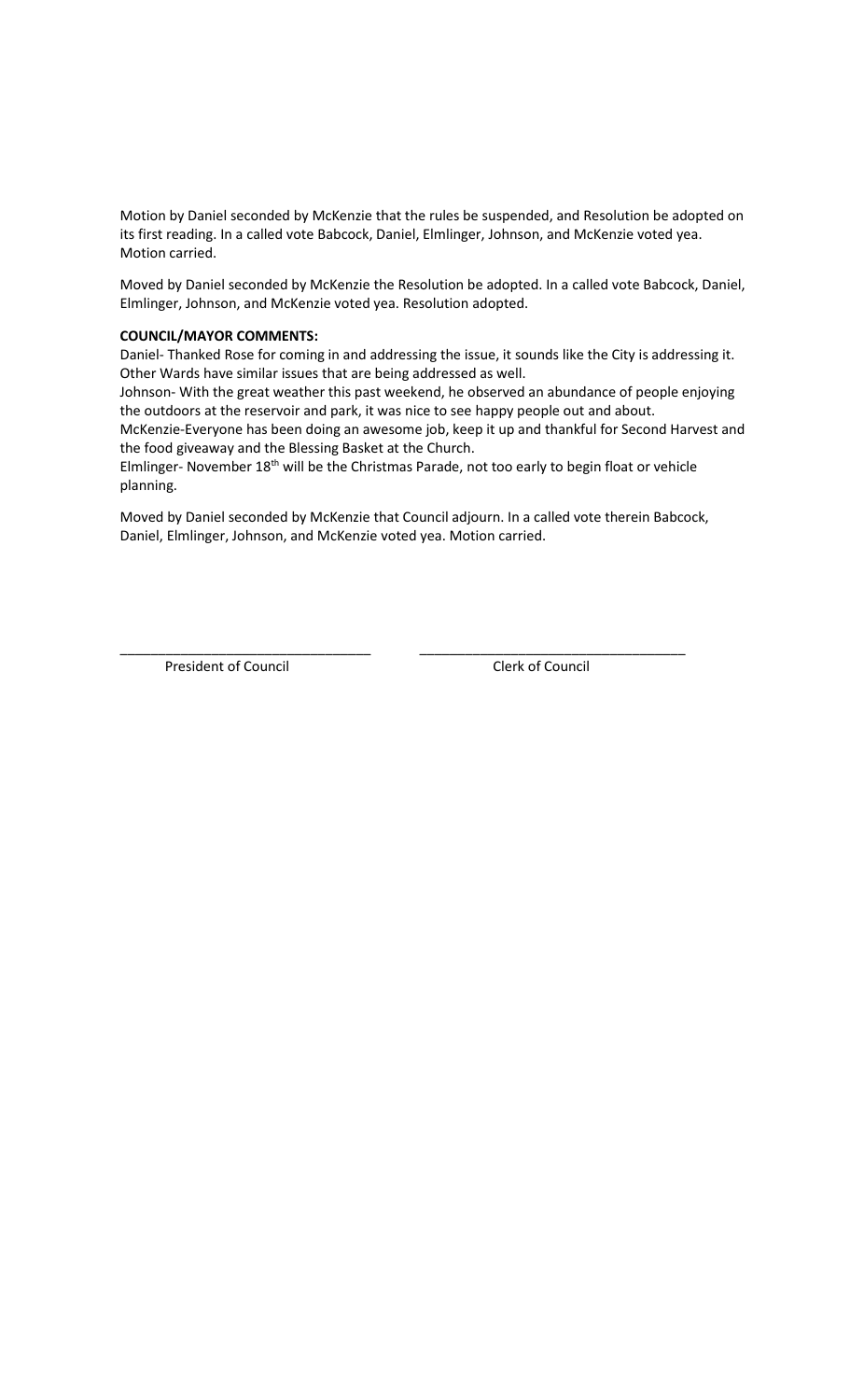Motion by Daniel seconded by McKenzie that the rules be suspended, and Resolution be adopted on its first reading. In a called vote Babcock, Daniel, Elmlinger, Johnson, and McKenzie voted yea. Motion carried.

Moved by Daniel seconded by McKenzie the Resolution be adopted. In a called vote Babcock, Daniel, Elmlinger, Johnson, and McKenzie voted yea. Resolution adopted.

**COUNCIL/MAYOR COMMENTS:**

Daniel- Thanked Rose for coming in and addressing the issue, it sounds like the City is addressing it. Other Wards have similar issues that are being addressed as well.

Johnson- With the great weather this past weekend, he observed an abundance of people enjoying the outdoors at the reservoir and park, it was nice to see happy people out and about.

McKenzie-Everyone has been doing an awesome job, keep it up and thankful for Second Harvest and the food giveaway and the Blessing Basket at the Church.

Elmlinger- November 18th will be the Christmas Parade, not too early to begin float or vehicle planning.

Moved by Daniel seconded by McKenzie that Council adjourn. In a called vote therein Babcock, Daniel, Elmlinger, Johnson, and McKenzie voted yea. Motion carried.

\_\_\_\_\_\_\_\_\_\_\_\_\_\_\_\_\_\_\_\_\_\_\_\_\_\_\_\_\_\_\_\_ \_\_\_\_\_\_\_\_\_\_\_\_\_\_\_\_\_\_\_\_\_\_\_\_\_\_\_\_\_\_\_\_

President of Council Clerk of Council